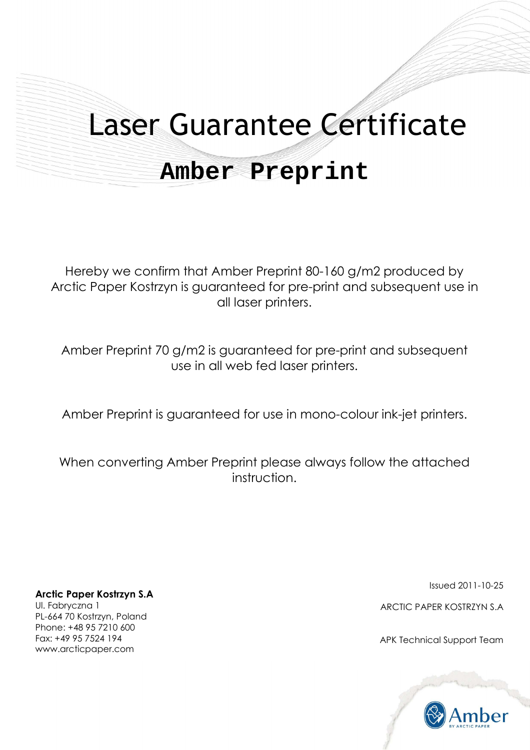# Laser Guarantee Certificate

## Amber Preprint

Hereby we confirm that Amber Preprint 80-160 g/m2 produced by Arctic Paper Kostrzyn is guaranteed for pre-print and subsequent use in all laser printers.

Amber Preprint 70 g/m2 is guaranteed for pre-print and subsequent use in all web fed laser printers.

Amber Preprint is guaranteed for use in mono-colour ink-jet printers.

When converting Amber Preprint please always follow the attached instruction.

**Arctic Paper Kostrzyn S.A**
Ul. Fabryczna 1
PL-664 70 Kostrzyn, Poland
Phone: +48 95 7210 600
Fax: +49 95 7524 194
www.arcticpaper.com

Issued 2011-10-25

ARCTIC PAPER KOSTRZYN S.A

APK Technical Support Team

Amber BY ARCTIC PAPER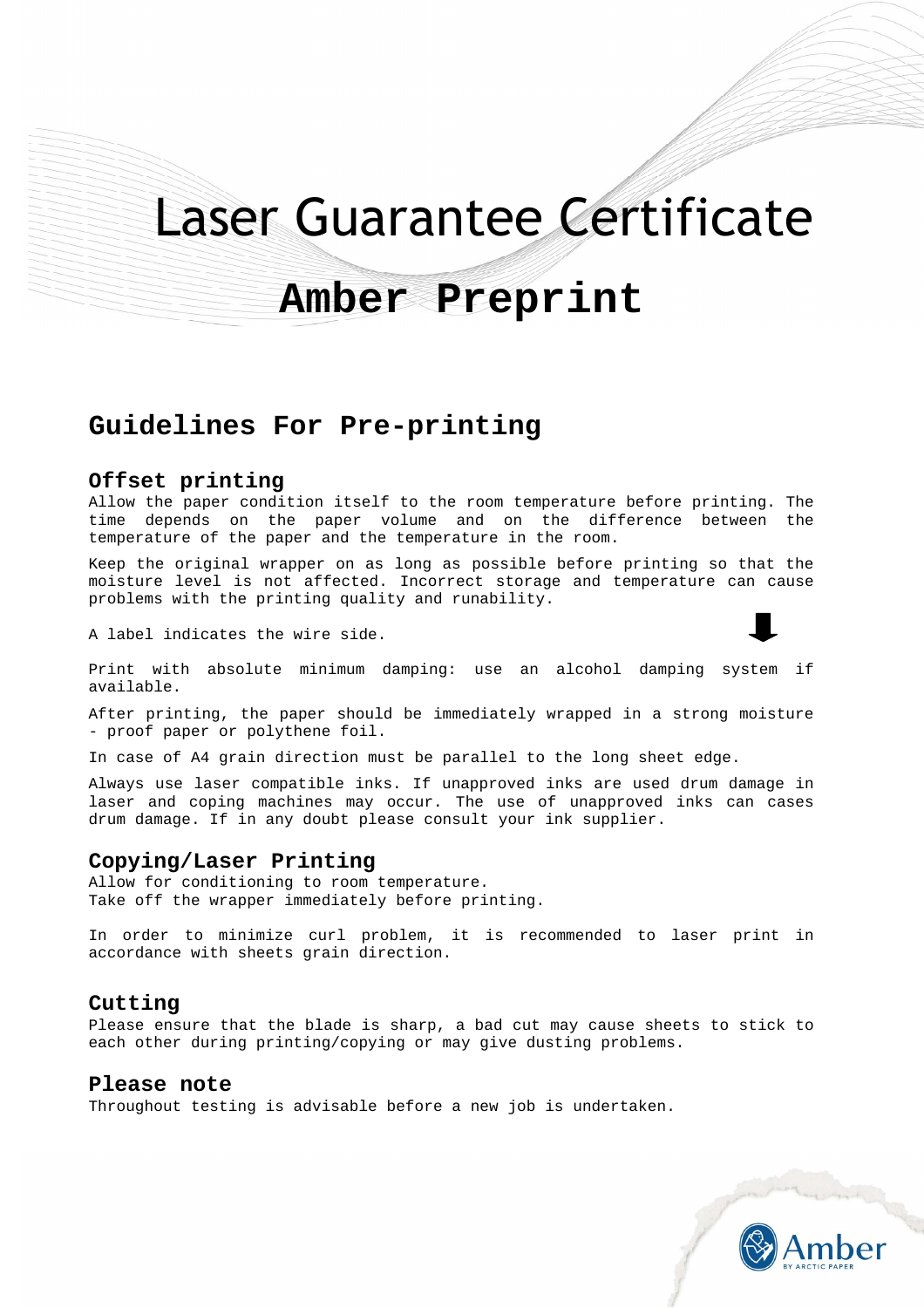# Laser Guarantee Certificate

# Amber Preprint

## Guidelines For Pre-printing

### Offset printing

Allow the paper condition itself to the room temperature before printing. The time depends on the paper volume and on the difference between the temperature of the paper and the temperature in the room.

Keep the original wrapper on as long as possible before printing so that the moisture level is not affected. Incorrect storage and temperature can cause problems with the printing quality and runability.

A label indicates the wire side.

Print with absolute minimum damping: use an alcohol damping system if available.

After printing, the paper should be immediately wrapped in a strong moisture - proof paper or polythene foil.

In case of A4 grain direction must be parallel to the long sheet edge.

Always use laser compatible inks. If unapproved inks are used drum damage in laser and coping machines may occur. The use of unapproved inks can cases drum damage. If in any doubt please consult your ink supplier.

### Copying/Laser Printing

Allow for conditioning to room temperature.
Take off the wrapper immediately before printing.

In order to minimize curl problem, it is recommended to laser print in accordance with sheets grain direction.

### Cutting

Please ensure that the blade is sharp, a bad cut may cause sheets to stick to each other during printing/copying or may give dusting problems.

### Please note

Throughout testing is advisable before a new job is undertaken.

Amber BY ARCTIC PAPER